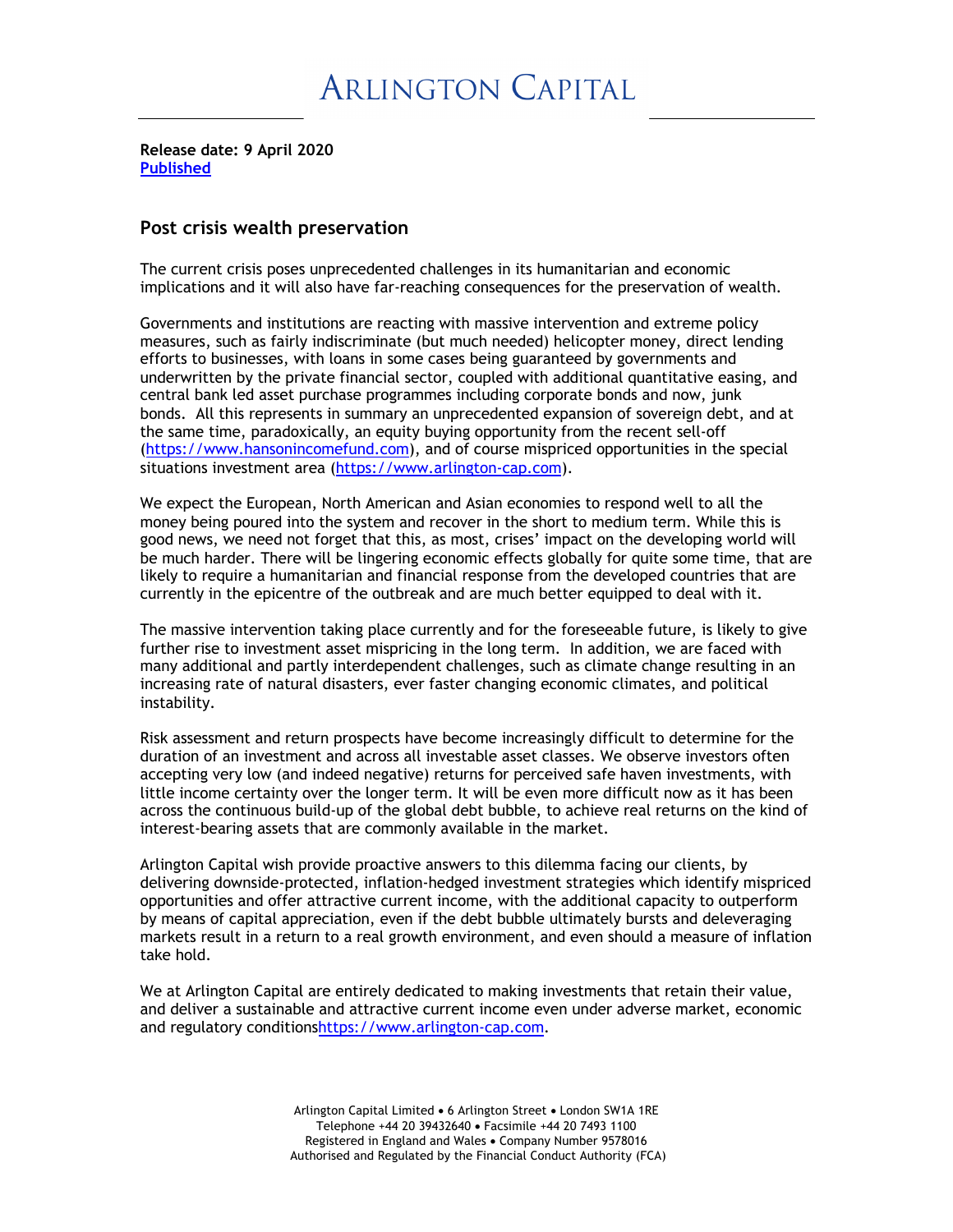# ARLINGTON CAPITAL

**Release date: 9 April 2020**
**Published**

## Post crisis wealth preservation

The current crisis poses unprecedented challenges in its humanitarian and economic implications and it will also have far-reaching consequences for the preservation of wealth.

Governments and institutions are reacting with massive intervention and extreme policy measures, such as fairly indiscriminate (but much needed) helicopter money, direct lending efforts to businesses, with loans in some cases being guaranteed by governments and underwritten by the private financial sector, coupled with additional quantitative easing, and central bank led asset purchase programmes including corporate bonds and now, junk bonds. All this represents in summary an unprecedented expansion of sovereign debt, and at the same time, paradoxically, an equity buying opportunity from the recent sell-off (https://www.hansonincomefund.com), and of course mispriced opportunities in the special situations investment area (https://www.arlington-cap.com).

We expect the European, North American and Asian economies to respond well to all the money being poured into the system and recover in the short to medium term. While this is good news, we need not forget that this, as most, crises' impact on the developing world will be much harder. There will be lingering economic effects globally for quite some time, that are likely to require a humanitarian and financial response from the developed countries that are currently in the epicentre of the outbreak and are much better equipped to deal with it.

The massive intervention taking place currently and for the foreseeable future, is likely to give further rise to investment asset mispricing in the long term. In addition, we are faced with many additional and partly interdependent challenges, such as climate change resulting in an increasing rate of natural disasters, ever faster changing economic climates, and political instability.

Risk assessment and return prospects have become increasingly difficult to determine for the duration of an investment and across all investable asset classes. We observe investors often accepting very low (and indeed negative) returns for perceived safe haven investments, with little income certainty over the longer term. It will be even more difficult now as it has been across the continuous build-up of the global debt bubble, to achieve real returns on the kind of interest-bearing assets that are commonly available in the market.

Arlington Capital wish provide proactive answers to this dilemma facing our clients, by delivering downside-protected, inflation-hedged investment strategies which identify mispriced opportunities and offer attractive current income, with the additional capacity to outperform by means of capital appreciation, even if the debt bubble ultimately bursts and deleveraging markets result in a return to a real growth environment, and even should a measure of inflation take hold.

We at Arlington Capital are entirely dedicated to making investments that retain their value, and deliver a sustainable and attractive current income even under adverse market, economic and regulatory conditionshttps://www.arlington-cap.com.

Arlington Capital Limited • 6 Arlington Street • London SW1A 1RE
Telephone +44 20 39432640 • Facsimile +44 20 7493 1100
Registered in England and Wales • Company Number 9578016
Authorised and Regulated by the Financial Conduct Authority (FCA)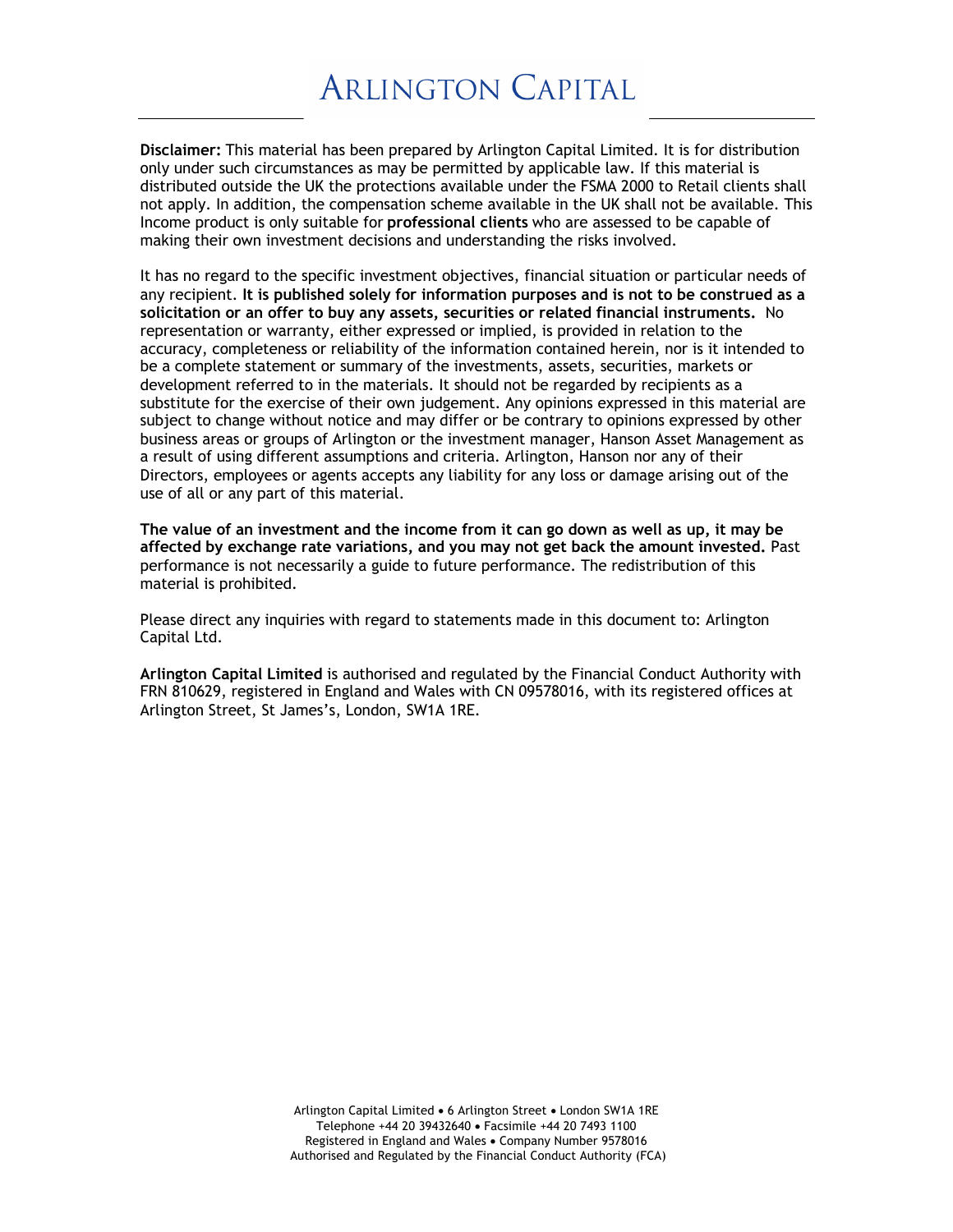# ARLINGTON CAPITAL

**Disclaimer:** This material has been prepared by Arlington Capital Limited. It is for distribution only under such circumstances as may be permitted by applicable law. If this material is distributed outside the UK the protections available under the FSMA 2000 to Retail clients shall not apply. In addition, the compensation scheme available in the UK shall not be available. This Income product is only suitable for **professional clients** who are assessed to be capable of making their own investment decisions and understanding the risks involved.

It has no regard to the specific investment objectives, financial situation or particular needs of any recipient. **It is published solely for information purposes and is not to be construed as a solicitation or an offer to buy any assets, securities or related financial instruments.** No representation or warranty, either expressed or implied, is provided in relation to the accuracy, completeness or reliability of the information contained herein, nor is it intended to be a complete statement or summary of the investments, assets, securities, markets or development referred to in the materials. It should not be regarded by recipients as a substitute for the exercise of their own judgement. Any opinions expressed in this material are subject to change without notice and may differ or be contrary to opinions expressed by other business areas or groups of Arlington or the investment manager, Hanson Asset Management as a result of using different assumptions and criteria. Arlington, Hanson nor any of their Directors, employees or agents accepts any liability for any loss or damage arising out of the use of all or any part of this material.

**The value of an investment and the income from it can go down as well as up, it may be affected by exchange rate variations, and you may not get back the amount invested.** Past performance is not necessarily a guide to future performance. The redistribution of this material is prohibited.

Please direct any inquiries with regard to statements made in this document to: Arlington Capital Ltd.

**Arlington Capital Limited** is authorised and regulated by the Financial Conduct Authority with FRN 810629, registered in England and Wales with CN 09578016, with its registered offices at Arlington Street, St James's, London, SW1A 1RE.

Arlington Capital Limited • 6 Arlington Street • London SW1A 1RE
Telephone +44 20 39432640 • Facsimile +44 20 7493 1100
Registered in England and Wales • Company Number 9578016
Authorised and Regulated by the Financial Conduct Authority (FCA)